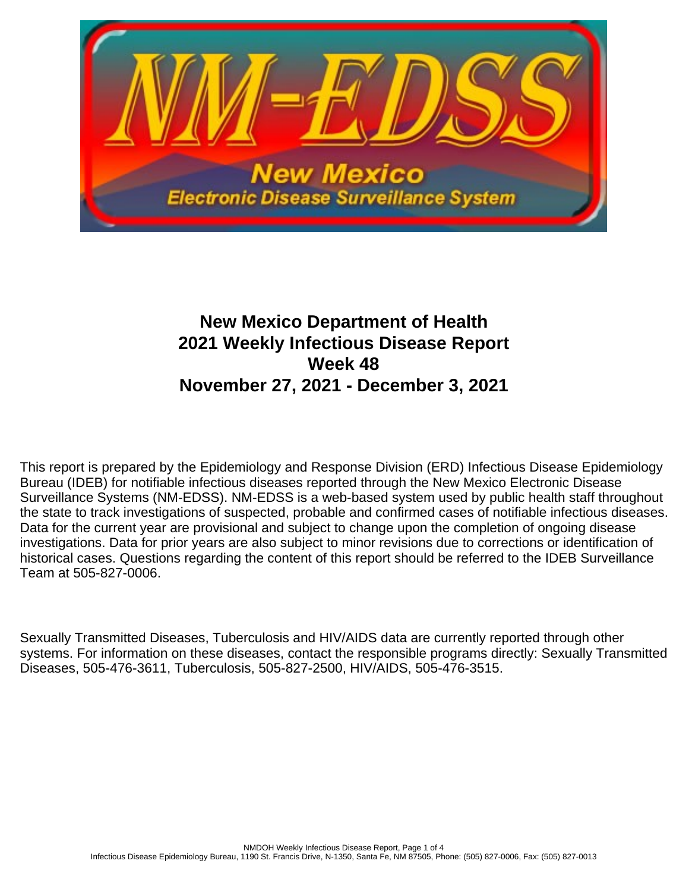# New Mexico Department of Health
# 2021 Weekly Infectious Disease Report
# Week 48
# November 27, 2021 - December 3, 2021

This report is prepared by the Epidemiology and Response Division (ERD) Infectious Disease Epidemiology Bureau (IDEB) for notifiable infectious diseases reported through the New Mexico Electronic Disease Surveillance Systems (NM-EDSS). NM-EDSS is a web-based system used by public health staff throughout the state to track investigations of suspected, probable and confirmed cases of notifiable infectious diseases. Data for the current year are provisional and subject to change upon the completion of ongoing disease investigations. Data for prior years are also subject to minor revisions due to corrections or identification of historical cases. Questions regarding the content of this report should be referred to the IDEB Surveillance Team at 505-827-0006.

Sexually Transmitted Diseases, Tuberculosis and HIV/AIDS data are currently reported through other systems. For information on these diseases, contact the responsible programs directly: Sexually Transmitted Diseases, 505-476-3611, Tuberculosis, 505-827-2500, HIV/AIDS, 505-476-3515.

Infectious Disease Epidemiology Bureau, 1190 St. Francis Drive, N-1350, Santa Fe, NM 87505, Phone: (505) 827-0006, Fax: (505) 827-0013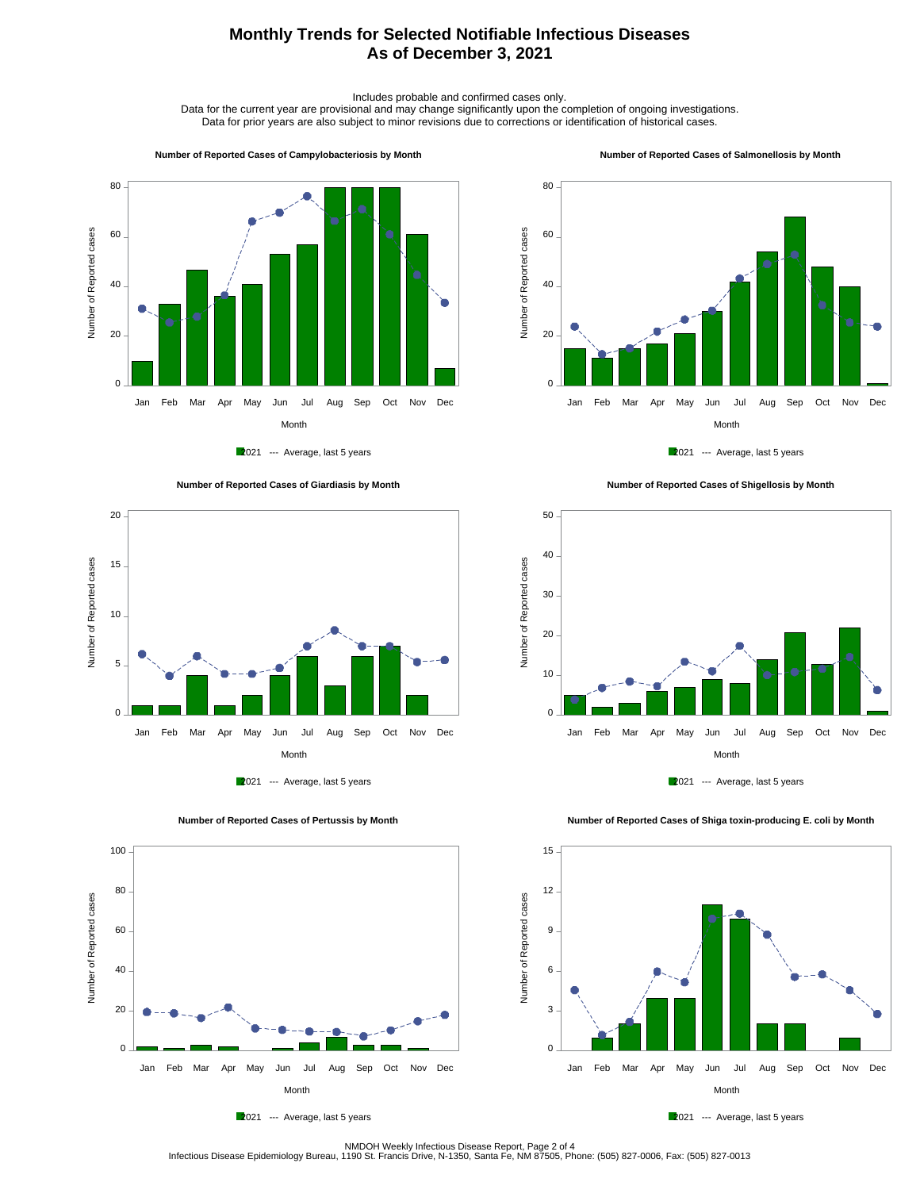# Monthly Trends for Selected Notifiable Infectious Diseases
## As of December 3, 2021

Includes probable and confirmed cases only.
Data for the current year are provisional and may change significantly upon the completion of ongoing investigations.
Data for prior years are also subject to minor revisions due to corrections or identification of historical cases.

**Number of Reported Cases of Campylobacteriosis by Month**

**Number of Reported Cases of Salmonellosis by Month**

**Number of Reported Cases of Giardiasis by Month**

**Number of Reported Cases of Shigellosis by Month**

**Number of Reported Cases of Pertussis by Month**

**Number of Reported Cases of Shiga toxin-producing E. coli by Month**

Legend (all charts): 2021 --- Average, last 5 years

NMDOH Weekly Infectious Disease Report, Page 2 of 4
Infectious Disease Epidemiology Bureau, 1190 St. Francis Drive, N-1350, Santa Fe, NM 87505, Phone: (505) 827-0006, Fax: (505) 827-0013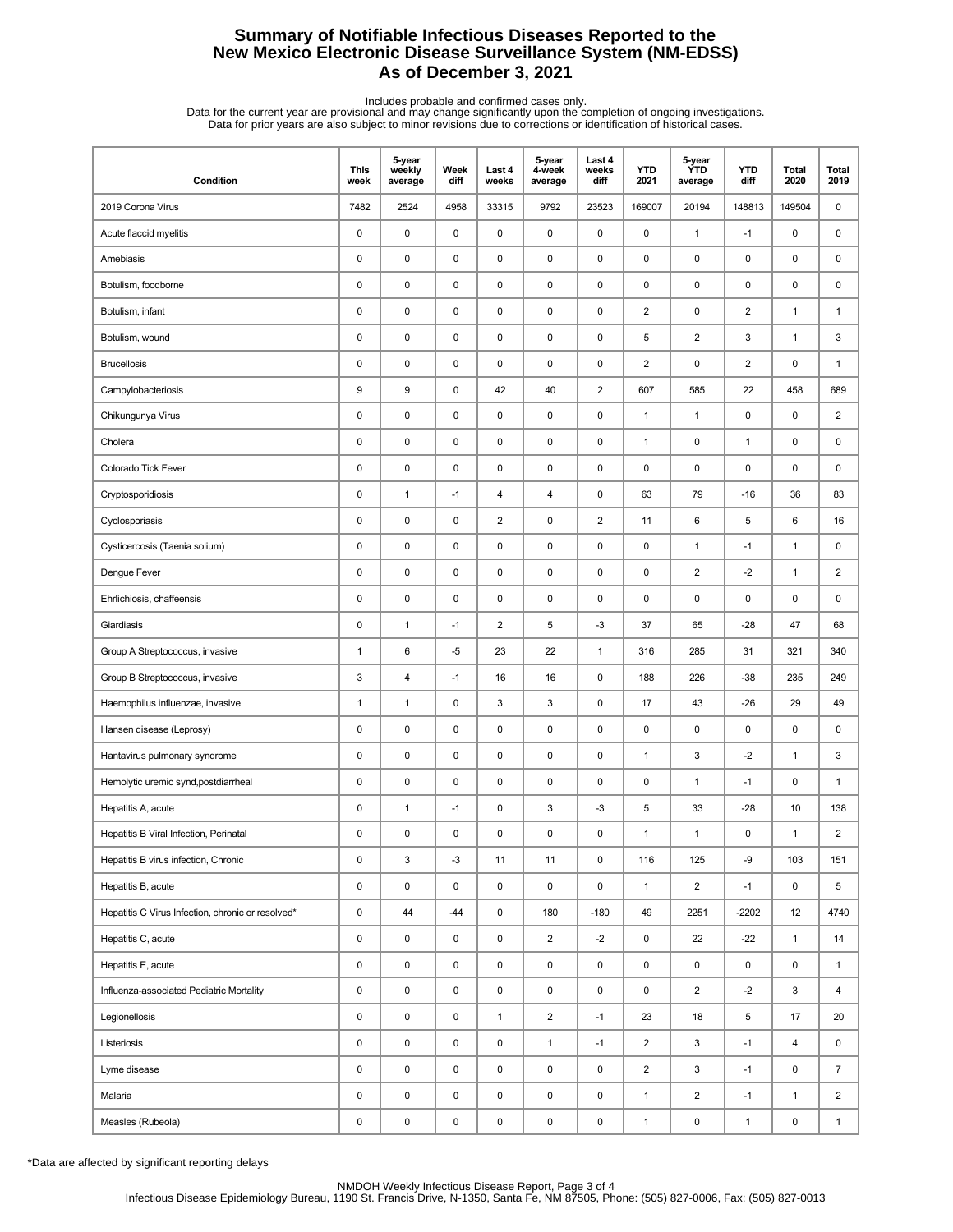# Summary of Notifiable Infectious Diseases Reported to the New Mexico Electronic Disease Surveillance System (NM-EDSS)
# As of December 3, 2021

Includes probable and confirmed cases only.
Data for the current year are provisional and may change significantly upon the completion of ongoing investigations.
Data for prior years are also subject to minor revisions due to corrections or identification of historical cases.

| Condition | This week | 5-year weekly average | Week diff | Last 4 weeks | 5-year 4-week average | Last 4 weeks diff | YTD 2021 | 5-year YTD average | YTD diff | Total 2020 | Total 2019 |
|---|---|---|---|---|---|---|---|---|---|---|---|
| 2019 Corona Virus | 7482 | 2524 | 4958 | 33315 | 9792 | 23523 | 169007 | 20194 | 148813 | 149504 | 0 |
| Acute flaccid myelitis | 0 | 0 | 0 | 0 | 0 | 0 | 0 | 1 | -1 | 0 | 0 |
| Amebiasis | 0 | 0 | 0 | 0 | 0 | 0 | 0 | 0 | 0 | 0 | 0 |
| Botulism, foodborne | 0 | 0 | 0 | 0 | 0 | 0 | 0 | 0 | 0 | 0 | 0 |
| Botulism, infant | 0 | 0 | 0 | 0 | 0 | 0 | 2 | 0 | 2 | 1 | 1 |
| Botulism, wound | 0 | 0 | 0 | 0 | 0 | 0 | 5 | 2 | 3 | 1 | 3 |
| Brucellosis | 0 | 0 | 0 | 0 | 0 | 0 | 2 | 0 | 2 | 0 | 1 |
| Campylobacteriosis | 9 | 9 | 0 | 42 | 40 | 2 | 607 | 585 | 22 | 458 | 689 |
| Chikungunya Virus | 0 | 0 | 0 | 0 | 0 | 0 | 1 | 1 | 0 | 0 | 2 |
| Cholera | 0 | 0 | 0 | 0 | 0 | 0 | 1 | 0 | 1 | 0 | 0 |
| Colorado Tick Fever | 0 | 0 | 0 | 0 | 0 | 0 | 0 | 0 | 0 | 0 | 0 |
| Cryptosporidiosis | 0 | 1 | -1 | 4 | 4 | 0 | 63 | 79 | -16 | 36 | 83 |
| Cyclosporiasis | 0 | 0 | 0 | 2 | 0 | 2 | 11 | 6 | 5 | 6 | 16 |
| Cysticercosis (Taenia solium) | 0 | 0 | 0 | 0 | 0 | 0 | 0 | 1 | -1 | 1 | 0 |
| Dengue Fever | 0 | 0 | 0 | 0 | 0 | 0 | 0 | 2 | -2 | 1 | 2 |
| Ehrlichiosis, chaffeensis | 0 | 0 | 0 | 0 | 0 | 0 | 0 | 0 | 0 | 0 | 0 |
| Giardiasis | 0 | 1 | -1 | 2 | 5 | -3 | 37 | 65 | -28 | 47 | 68 |
| Group A Streptococcus, invasive | 1 | 6 | -5 | 23 | 22 | 1 | 316 | 285 | 31 | 321 | 340 |
| Group B Streptococcus, invasive | 3 | 4 | -1 | 16 | 16 | 0 | 188 | 226 | -38 | 235 | 249 |
| Haemophilus influenzae, invasive | 1 | 1 | 0 | 3 | 3 | 0 | 17 | 43 | -26 | 29 | 49 |
| Hansen disease (Leprosy) | 0 | 0 | 0 | 0 | 0 | 0 | 0 | 0 | 0 | 0 | 0 |
| Hantavirus pulmonary syndrome | 0 | 0 | 0 | 0 | 0 | 0 | 1 | 3 | -2 | 1 | 3 |
| Hemolytic uremic synd,postdiarrheal | 0 | 0 | 0 | 0 | 0 | 0 | 0 | 1 | -1 | 0 | 1 |
| Hepatitis A, acute | 0 | 1 | -1 | 0 | 3 | -3 | 5 | 33 | -28 | 10 | 138 |
| Hepatitis B Viral Infection, Perinatal | 0 | 0 | 0 | 0 | 0 | 0 | 1 | 1 | 0 | 1 | 2 |
| Hepatitis B virus infection, Chronic | 0 | 3 | -3 | 11 | 11 | 0 | 116 | 125 | -9 | 103 | 151 |
| Hepatitis B, acute | 0 | 0 | 0 | 0 | 0 | 0 | 1 | 2 | -1 | 0 | 5 |
| Hepatitis C Virus Infection, chronic or resolved* | 0 | 44 | -44 | 0 | 180 | -180 | 49 | 2251 | -2202 | 12 | 4740 |
| Hepatitis C, acute | 0 | 0 | 0 | 0 | 2 | -2 | 0 | 22 | -22 | 1 | 14 |
| Hepatitis E, acute | 0 | 0 | 0 | 0 | 0 | 0 | 0 | 0 | 0 | 0 | 1 |
| Influenza-associated Pediatric Mortality | 0 | 0 | 0 | 0 | 0 | 0 | 0 | 2 | -2 | 3 | 4 |
| Legionellosis | 0 | 0 | 0 | 1 | 2 | -1 | 23 | 18 | 5 | 17 | 20 |
| Listeriosis | 0 | 0 | 0 | 0 | 1 | -1 | 2 | 3 | -1 | 4 | 0 |
| Lyme disease | 0 | 0 | 0 | 0 | 0 | 0 | 2 | 3 | -1 | 0 | 7 |
| Malaria | 0 | 0 | 0 | 0 | 0 | 0 | 1 | 2 | -1 | 1 | 2 |
| Measles (Rubeola) | 0 | 0 | 0 | 0 | 0 | 0 | 1 | 0 | 1 | 0 | 1 |

*Data are affected by significant reporting delays

NMDOH Weekly Infectious Disease Report, Page 3 of 4
Infectious Disease Epidemiology Bureau, 1190 St. Francis Drive, N-1350, Santa Fe, NM 87505, Phone: (505) 827-0006, Fax: (505) 827-0013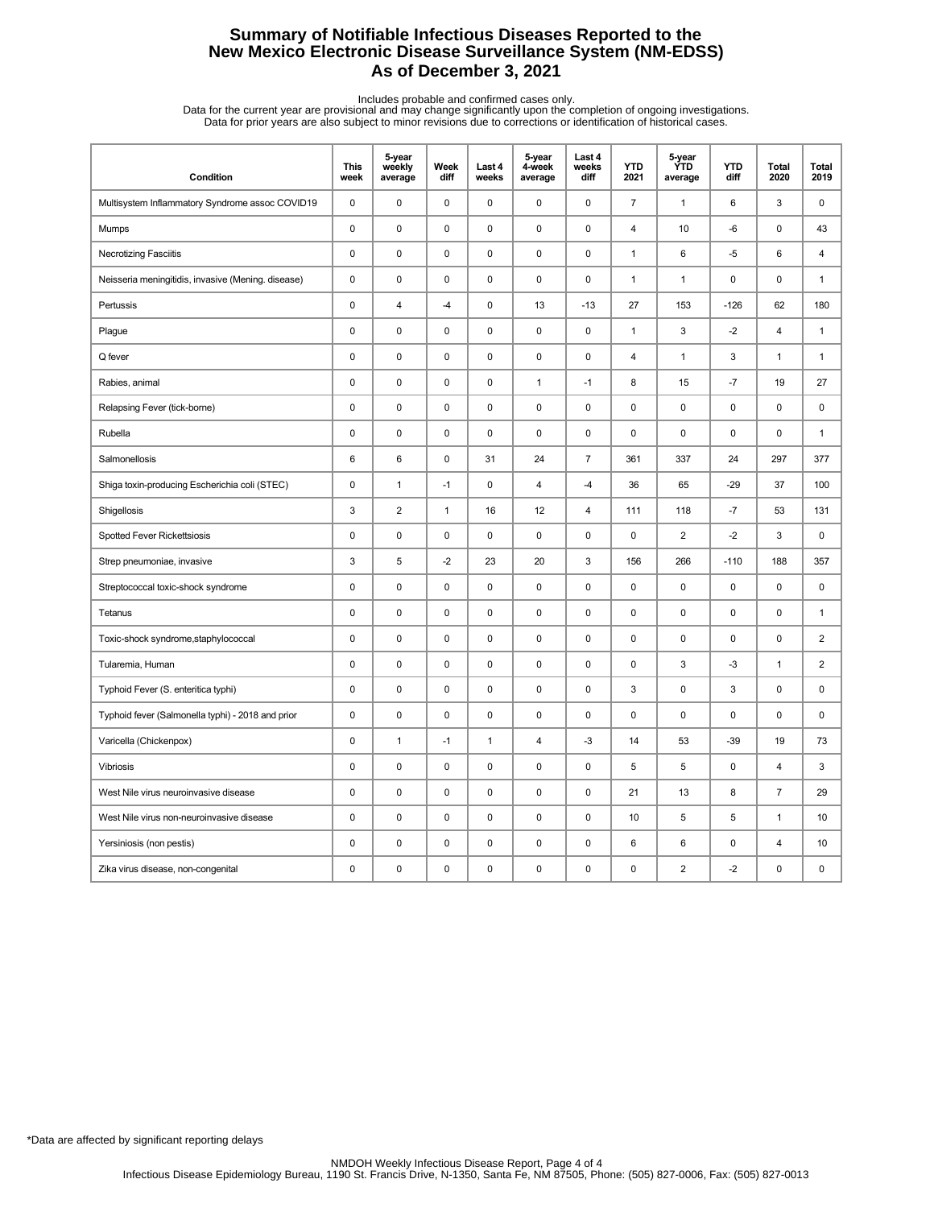# Summary of Notifiable Infectious Diseases Reported to the New Mexico Electronic Disease Surveillance System (NM-EDSS)
# As of December 3, 2021

Includes probable and confirmed cases only.
Data for the current year are provisional and may change significantly upon the completion of ongoing investigations.
Data for prior years are also subject to minor revisions due to corrections or identification of historical cases.

| Condition | This week | 5-year weekly average | Week diff | Last 4 weeks | 5-year 4-week average | Last 4 weeks diff | YTD 2021 | 5-year YTD average | YTD diff | Total 2020 | Total 2019 |
|---|---|---|---|---|---|---|---|---|---|---|---|
| Multisystem Inflammatory Syndrome assoc COVID19 | 0 | 0 | 0 | 0 | 0 | 0 | 7 | 1 | 6 | 3 | 0 |
| Mumps | 0 | 0 | 0 | 0 | 0 | 0 | 4 | 10 | -6 | 0 | 43 |
| Necrotizing Fasciitis | 0 | 0 | 0 | 0 | 0 | 0 | 1 | 6 | -5 | 6 | 4 |
| Neisseria meningitidis, invasive (Mening. disease) | 0 | 0 | 0 | 0 | 0 | 0 | 1 | 1 | 0 | 0 | 1 |
| Pertussis | 0 | 4 | -4 | 0 | 13 | -13 | 27 | 153 | -126 | 62 | 180 |
| Plague | 0 | 0 | 0 | 0 | 0 | 0 | 1 | 3 | -2 | 4 | 1 |
| Q fever | 0 | 0 | 0 | 0 | 0 | 0 | 4 | 1 | 3 | 1 | 1 |
| Rabies, animal | 0 | 0 | 0 | 0 | 1 | -1 | 8 | 15 | -7 | 19 | 27 |
| Relapsing Fever (tick-borne) | 0 | 0 | 0 | 0 | 0 | 0 | 0 | 0 | 0 | 0 | 0 |
| Rubella | 0 | 0 | 0 | 0 | 0 | 0 | 0 | 0 | 0 | 0 | 1 |
| Salmonellosis | 6 | 6 | 0 | 31 | 24 | 7 | 361 | 337 | 24 | 297 | 377 |
| Shiga toxin-producing Escherichia coli (STEC) | 0 | 1 | -1 | 0 | 4 | -4 | 36 | 65 | -29 | 37 | 100 |
| Shigellosis | 3 | 2 | 1 | 16 | 12 | 4 | 111 | 118 | -7 | 53 | 131 |
| Spotted Fever Rickettsiosis | 0 | 0 | 0 | 0 | 0 | 0 | 0 | 2 | -2 | 3 | 0 |
| Strep pneumoniae, invasive | 3 | 5 | -2 | 23 | 20 | 3 | 156 | 266 | -110 | 188 | 357 |
| Streptococcal toxic-shock syndrome | 0 | 0 | 0 | 0 | 0 | 0 | 0 | 0 | 0 | 0 | 0 |
| Tetanus | 0 | 0 | 0 | 0 | 0 | 0 | 0 | 0 | 0 | 0 | 1 |
| Toxic-shock syndrome,staphylococcal | 0 | 0 | 0 | 0 | 0 | 0 | 0 | 0 | 0 | 0 | 2 |
| Tularemia, Human | 0 | 0 | 0 | 0 | 0 | 0 | 0 | 3 | -3 | 1 | 2 |
| Typhoid Fever (S. enteritica typhi) | 0 | 0 | 0 | 0 | 0 | 0 | 3 | 0 | 3 | 0 | 0 |
| Typhoid fever (Salmonella typhi) - 2018 and prior | 0 | 0 | 0 | 0 | 0 | 0 | 0 | 0 | 0 | 0 | 0 |
| Varicella (Chickenpox) | 0 | 1 | -1 | 1 | 4 | -3 | 14 | 53 | -39 | 19 | 73 |
| Vibriosis | 0 | 0 | 0 | 0 | 0 | 0 | 5 | 5 | 0 | 4 | 3 |
| West Nile virus neuroinvasive disease | 0 | 0 | 0 | 0 | 0 | 0 | 21 | 13 | 8 | 7 | 29 |
| West Nile virus non-neuroinvasive disease | 0 | 0 | 0 | 0 | 0 | 0 | 10 | 5 | 5 | 1 | 10 |
| Yersiniosis (non pestis) | 0 | 0 | 0 | 0 | 0 | 0 | 6 | 6 | 0 | 4 | 10 |
| Zika virus disease, non-congenital | 0 | 0 | 0 | 0 | 0 | 0 | 0 | 2 | -2 | 0 | 0 |

*Data are affected by significant reporting delays

NMDOH Weekly Infectious Disease Report, Page 4 of 4
Infectious Disease Epidemiology Bureau, 1190 St. Francis Drive, N-1350, Santa Fe, NM 87505, Phone: (505) 827-0006, Fax: (505) 827-0013